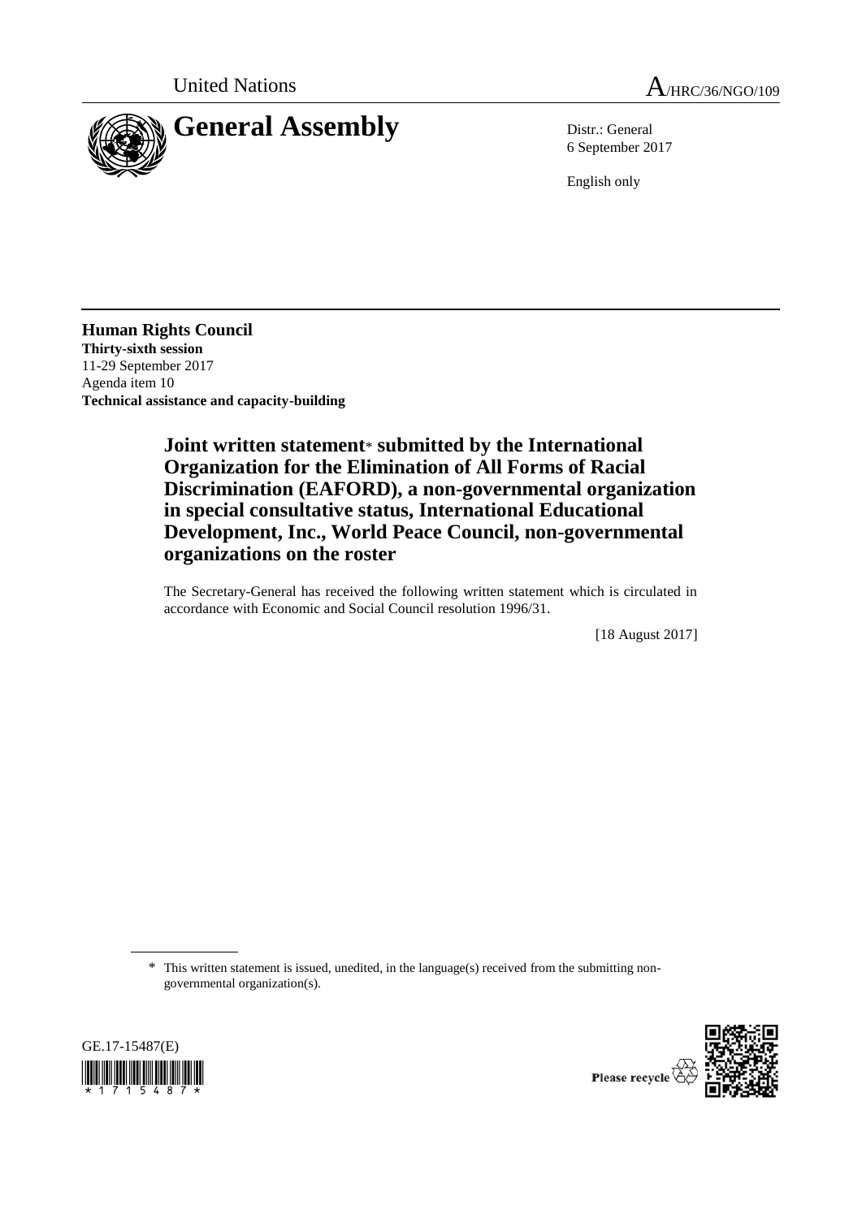United Nations

A/HRC/36/NGO/109

# General Assembly

Distr.: General
6 September 2017

English only

**Human Rights Council**
**Thirty-sixth session**
11-29 September 2017
Agenda item 10
**Technical assistance and capacity-building**

## Joint written statement* submitted by the International Organization for the Elimination of All Forms of Racial Discrimination (EAFORD), a non-governmental organization in special consultative status, International Educational Development, Inc., World Peace Council, non-governmental organizations on the roster

The Secretary-General has received the following written statement which is circulated in accordance with Economic and Social Council resolution 1996/31.

[18 August 2017]

\* This written statement is issued, unedited, in the language(s) received from the submitting non-governmental organization(s).

GE.17-15487(E)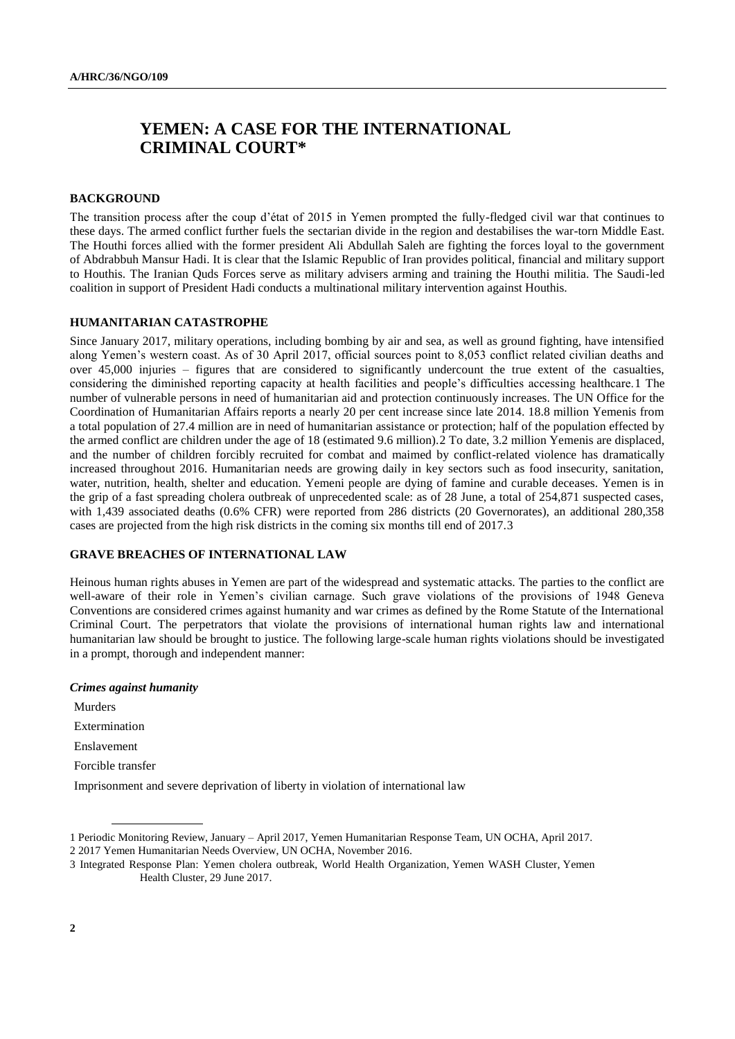# YEMEN: A CASE FOR THE INTERNATIONAL CRIMINAL COURT*

## BACKGROUND

The transition process after the coup d'état of 2015 in Yemen prompted the fully-fledged civil war that continues to these days. The armed conflict further fuels the sectarian divide in the region and destabilises the war-torn Middle East. The Houthi forces allied with the former president Ali Abdullah Saleh are fighting the forces loyal to the government of Abdrabbuh Mansur Hadi. It is clear that the Islamic Republic of Iran provides political, financial and military support to Houthis. The Iranian Quds Forces serve as military advisers arming and training the Houthi militia. The Saudi-led coalition in support of President Hadi conducts a multinational military intervention against Houthis.

## HUMANITARIAN CATASTROPHE

Since January 2017, military operations, including bombing by air and sea, as well as ground fighting, have intensified along Yemen's western coast. As of 30 April 2017, official sources point to 8,053 conflict related civilian deaths and over 45,000 injuries – figures that are considered to significantly undercount the true extent of the casualties, considering the diminished reporting capacity at health facilities and people's difficulties accessing healthcare.[1] The number of vulnerable persons in need of humanitarian aid and protection continuously increases. The UN Office for the Coordination of Humanitarian Affairs reports a nearly 20 per cent increase since late 2014. 18.8 million Yemenis from a total population of 27.4 million are in need of humanitarian assistance or protection; half of the population effected by the armed conflict are children under the age of 18 (estimated 9.6 million).[2] To date, 3.2 million Yemenis are displaced, and the number of children forcibly recruited for combat and maimed by conflict-related violence has dramatically increased throughout 2016. Humanitarian needs are growing daily in key sectors such as food insecurity, sanitation, water, nutrition, health, shelter and education. Yemeni people are dying of famine and curable deceases. Yemen is in the grip of a fast spreading cholera outbreak of unprecedented scale: as of 28 June, a total of 254,871 suspected cases, with 1,439 associated deaths (0.6% CFR) were reported from 286 districts (20 Governorates), an additional 280,358 cases are projected from the high risk districts in the coming six months till end of 2017.[3]

## GRAVE BREACHES OF INTERNATIONAL LAW

Heinous human rights abuses in Yemen are part of the widespread and systematic attacks. The parties to the conflict are well-aware of their role in Yemen's civilian carnage. Such grave violations of the provisions of 1948 Geneva Conventions are considered crimes against humanity and war crimes as defined by the Rome Statute of the International Criminal Court. The perpetrators that violate the provisions of international human rights law and international humanitarian law should be brought to justice. The following large-scale human rights violations should be investigated in a prompt, thorough and independent manner:

***Crimes against humanity***

- Murders
- Extermination
- Enslavement
- Forcible transfer
- Imprisonment and severe deprivation of liberty in violation of international law

---

[1] Periodic Monitoring Review, January – April 2017, Yemen Humanitarian Response Team, UN OCHA, April 2017.

[2] 2017 Yemen Humanitarian Needs Overview, UN OCHA, November 2016.

[3] Integrated Response Plan: Yemen cholera outbreak, World Health Organization, Yemen WASH Cluster, Yemen Health Cluster, 29 June 2017.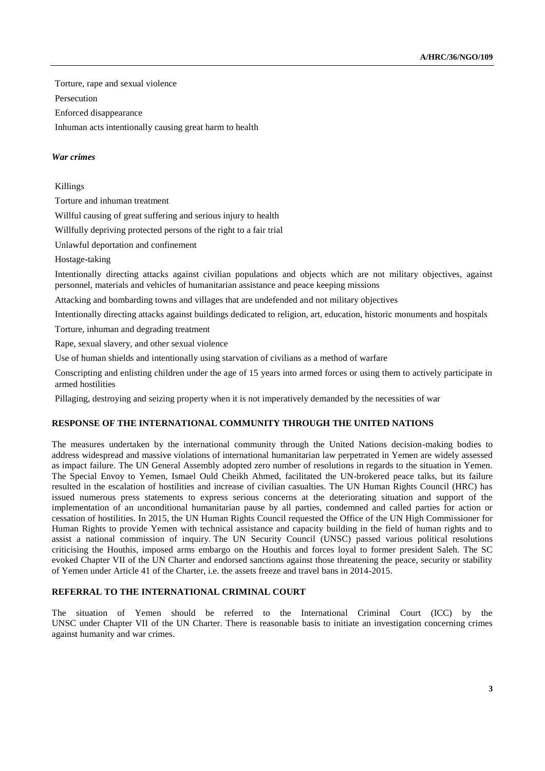Torture, rape and sexual violence

Persecution

Enforced disappearance

Inhuman acts intentionally causing great harm to health

***War crimes***

Killings

Torture and inhuman treatment

Willful causing of great suffering and serious injury to health

Willfully depriving protected persons of the right to a fair trial

Unlawful deportation and confinement

Hostage-taking

Intentionally directing attacks against civilian populations and objects which are not military objectives, against personnel, materials and vehicles of humanitarian assistance and peace keeping missions

Attacking and bombarding towns and villages that are undefended and not military objectives

Intentionally directing attacks against buildings dedicated to religion, art, education, historic monuments and hospitals

Torture, inhuman and degrading treatment

Rape, sexual slavery, and other sexual violence

Use of human shields and intentionally using starvation of civilians as a method of warfare

Conscripting and enlisting children under the age of 15 years into armed forces or using them to actively participate in armed hostilities

Pillaging, destroying and seizing property when it is not imperatively demanded by the necessities of war

**RESPONSE OF THE INTERNATIONAL COMMUNITY THROUGH THE UNITED NATIONS**

The measures undertaken by the international community through the United Nations decision-making bodies to address widespread and massive violations of international humanitarian law perpetrated in Yemen are widely assessed as impact failure. The UN General Assembly adopted zero number of resolutions in regards to the situation in Yemen. The Special Envoy to Yemen, Ismael Ould Cheikh Ahmed, facilitated the UN-brokered peace talks, but its failure resulted in the escalation of hostilities and increase of civilian casualties. The UN Human Rights Council (HRC) has issued numerous press statements to express serious concerns at the deteriorating situation and support of the implementation of an unconditional humanitarian pause by all parties, condemned and called parties for action or cessation of hostilities. In 2015, the UN Human Rights Council requested the Office of the UN High Commissioner for Human Rights to provide Yemen with technical assistance and capacity building in the field of human rights and to assist a national commission of inquiry. The UN Security Council (UNSC) passed various political resolutions criticising the Houthis, imposed arms embargo on the Houthis and forces loyal to former president Saleh. The SC evoked Chapter VII of the UN Charter and endorsed sanctions against those threatening the peace, security or stability of Yemen under Article 41 of the Charter, i.e. the assets freeze and travel bans in 2014-2015.

**REFERRAL TO THE INTERNATIONAL CRIMINAL COURT**

The situation of Yemen should be referred to the International Criminal Court (ICC) by the UNSC under Chapter VII of the UN Charter. There is reasonable basis to initiate an investigation concerning crimes against humanity and war crimes.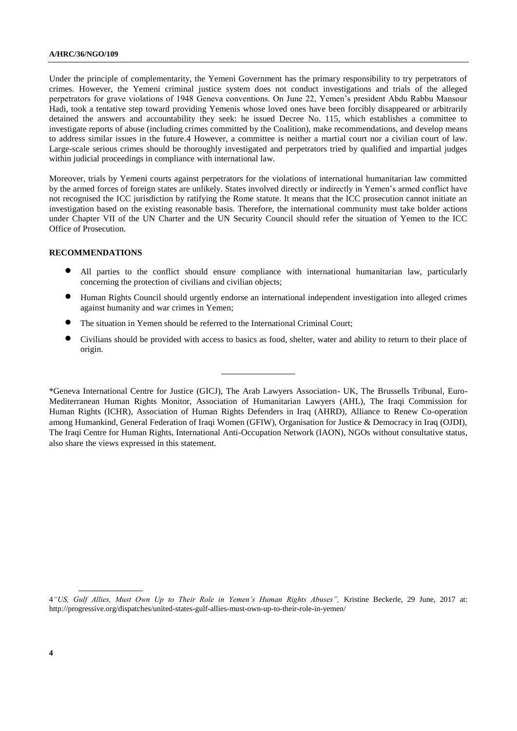Under the principle of complementarity, the Yemeni Government has the primary responsibility to try perpetrators of crimes. However, the Yemeni criminal justice system does not conduct investigations and trials of the alleged perpetrators for grave violations of 1948 Geneva conventions. On June 22, Yemen's president Abdu Rabbu Mansour Hadi, took a tentative step toward providing Yemenis whose loved ones have been forcibly disappeared or arbitrarily detained the answers and accountability they seek: he issued Decree No. 115, which establishes a committee to investigate reports of abuse (including crimes committed by the Coalition), make recommendations, and develop means to address similar issues in the future.[4] However, a committee is neither a martial court nor a civilian court of law. Large-scale serious crimes should be thoroughly investigated and perpetrators tried by qualified and impartial judges within judicial proceedings in compliance with international law.

Moreover, trials by Yemeni courts against perpetrators for the violations of international humanitarian law committed by the armed forces of foreign states are unlikely. States involved directly or indirectly in Yemen's armed conflict have not recognised the ICC jurisdiction by ratifying the Rome statute. It means that the ICC prosecution cannot initiate an investigation based on the existing reasonable basis. Therefore, the international community must take bolder actions under Chapter VII of the UN Charter and the UN Security Council should refer the situation of Yemen to the ICC Office of Prosecution.

**RECOMMENDATIONS**

- All parties to the conflict should ensure compliance with international humanitarian law, particularly concerning the protection of civilians and civilian objects;
- Human Rights Council should urgently endorse an international independent investigation into alleged crimes against humanity and war crimes in Yemen;
- The situation in Yemen should be referred to the International Criminal Court;
- Civilians should be provided with access to basics as food, shelter, water and ability to return to their place of origin.

---

*Geneva International Centre for Justice (GICJ), The Arab Lawyers Association- UK, The Brussells Tribunal, Euro-Mediterranean Human Rights Monitor, Association of Humanitarian Lawyers (AHL), The Iraqi Commission for Human Rights (ICHR), Association of Human Rights Defenders in Iraq (AHRD), Alliance to Renew Co-operation among Humankind, General Federation of Iraqi Women (GFIW), Organisation for Justice & Democracy in Iraq (OJDI), The Iraqi Centre for Human Rights, International Anti-Occupation Network (IAON), NGOs without consultative status, also share the views expressed in this statement.

[4] *"US, Gulf Allies, Must Own Up to Their Role in Yemen's Human Rights Abuses",* Kristine Beckerle, 29 June, 2017 at: http://progressive.org/dispatches/united-states-gulf-allies-must-own-up-to-their-role-in-yemen/